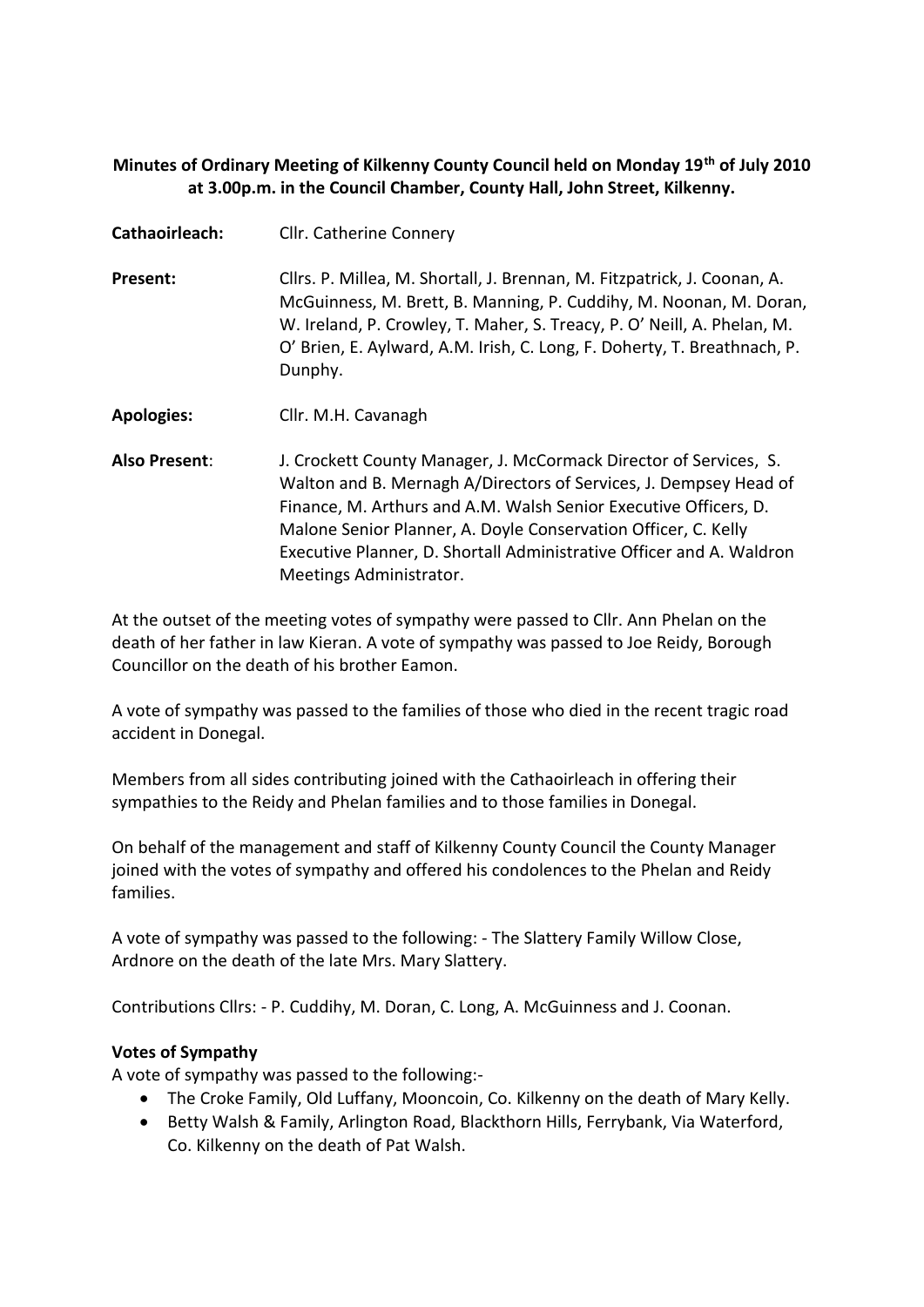**Minutes of Ordinary Meeting of Kilkenny County Council held on Monday 19th of July 2010 at 3.00p.m. in the Council Chamber, County Hall, John Street, Kilkenny.**

**Cathaoirleach:** Cllr. Catherine Connery

**Present:** Cllrs. P. Millea, M. Shortall, J. Brennan, M. Fitzpatrick, J. Coonan, A. McGuinness, M. Brett, B. Manning, P. Cuddihy, M. Noonan, M. Doran, W. Ireland, P. Crowley, T. Maher, S. Treacy, P. O' Neill, A. Phelan, M. O' Brien, E. Aylward, A.M. Irish, C. Long, F. Doherty, T. Breathnach, P. Dunphy.

**Apologies:** Cllr. M.H. Cavanagh

**Also Present:** J. Crockett County Manager, J. McCormack Director of Services, S. Walton and B. Mernagh A/Directors of Services, J. Dempsey Head of Finance, M. Arthurs and A.M. Walsh Senior Executive Officers, D. Malone Senior Planner, A. Doyle Conservation Officer, C. Kelly Executive Planner, D. Shortall Administrative Officer and A. Waldron Meetings Administrator.

At the outset of the meeting votes of sympathy were passed to Cllr. Ann Phelan on the death of her father in law Kieran. A vote of sympathy was passed to Joe Reidy, Borough Councillor on the death of his brother Eamon.

A vote of sympathy was passed to the families of those who died in the recent tragic road accident in Donegal.

Members from all sides contributing joined with the Cathaoirleach in offering their sympathies to the Reidy and Phelan families and to those families in Donegal.

On behalf of the management and staff of Kilkenny County Council the County Manager joined with the votes of sympathy and offered his condolences to the Phelan and Reidy families.

A vote of sympathy was passed to the following: - The Slattery Family Willow Close, Ardnore on the death of the late Mrs. Mary Slattery.

Contributions Cllrs: - P. Cuddihy, M. Doran, C. Long, A. McGuinness and J. Coonan.

**Votes of Sympathy**

A vote of sympathy was passed to the following:-

- The Croke Family, Old Luffany, Mooncoin, Co. Kilkenny on the death of Mary Kelly.
- Betty Walsh & Family, Arlington Road, Blackthorn Hills, Ferrybank, Via Waterford, Co. Kilkenny on the death of Pat Walsh.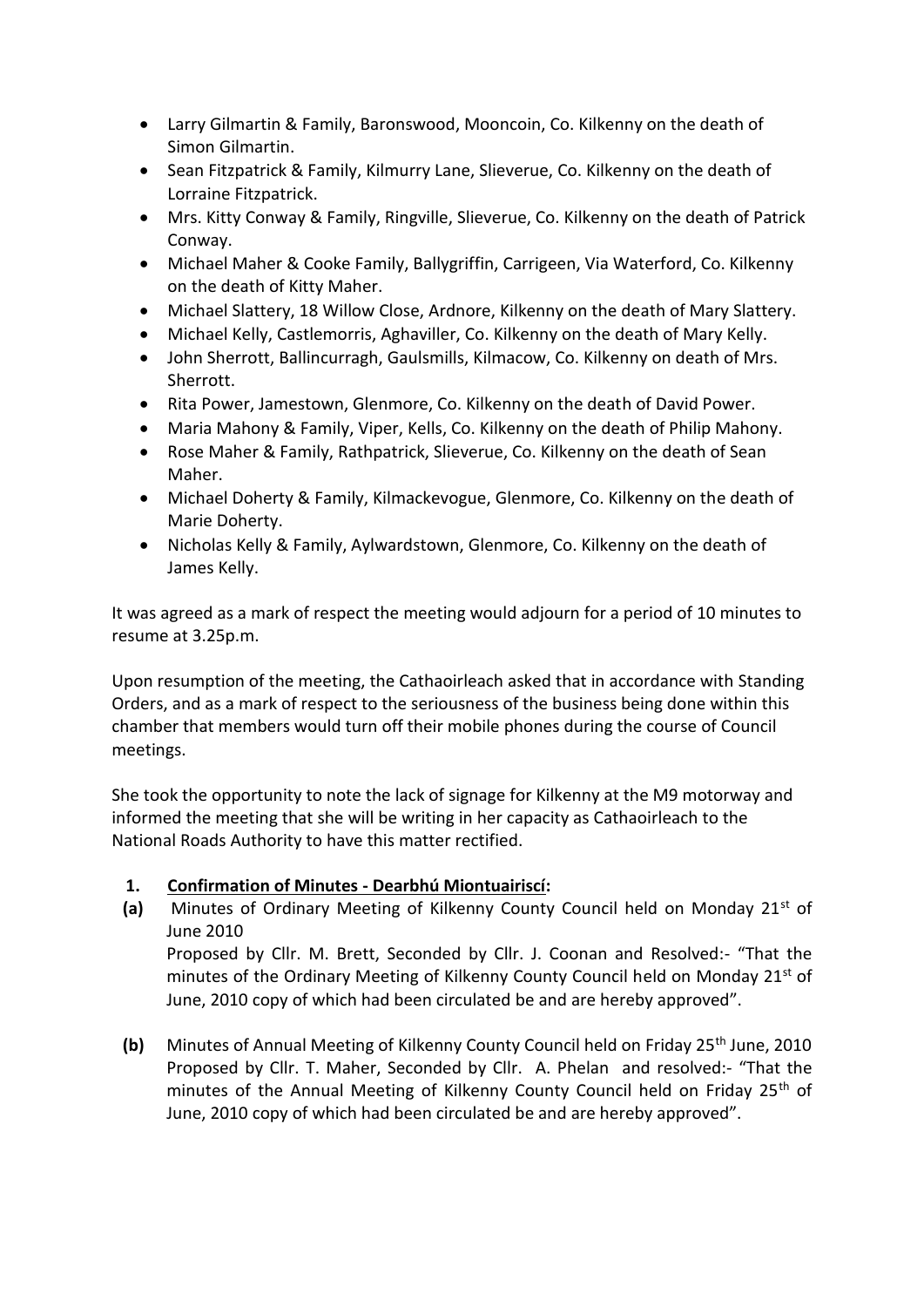- Larry Gilmartin & Family, Baronswood, Mooncoin, Co. Kilkenny on the death of Simon Gilmartin.
- Sean Fitzpatrick & Family, Kilmurry Lane, Slieverue, Co. Kilkenny on the death of Lorraine Fitzpatrick.
- Mrs. Kitty Conway & Family, Ringville, Slieverue, Co. Kilkenny on the death of Patrick Conway.
- Michael Maher & Cooke Family, Ballygriffin, Carrigeen, Via Waterford, Co. Kilkenny on the death of Kitty Maher.
- Michael Slattery, 18 Willow Close, Ardnore, Kilkenny on the death of Mary Slattery.
- Michael Kelly, Castlemorris, Aghaviller, Co. Kilkenny on the death of Mary Kelly.
- John Sherrott, Ballincurragh, Gaulsmills, Kilmacow, Co. Kilkenny on death of Mrs. Sherrott.
- Rita Power, Jamestown, Glenmore, Co. Kilkenny on the death of David Power.
- Maria Mahony & Family, Viper, Kells, Co. Kilkenny on the death of Philip Mahony.
- Rose Maher & Family, Rathpatrick, Slieverue, Co. Kilkenny on the death of Sean Maher.
- Michael Doherty & Family, Kilmackevogue, Glenmore, Co. Kilkenny on the death of Marie Doherty.
- Nicholas Kelly & Family, Aylwardstown, Glenmore, Co. Kilkenny on the death of James Kelly.

It was agreed as a mark of respect the meeting would adjourn for a period of 10 minutes to resume at 3.25p.m.

Upon resumption of the meeting, the Cathaoirleach asked that in accordance with Standing Orders, and as a mark of respect to the seriousness of the business being done within this chamber that members would turn off their mobile phones during the course of Council meetings.

She took the opportunity to note the lack of signage for Kilkenny at the M9 motorway and informed the meeting that she will be writing in her capacity as Cathaoirleach to the National Roads Authority to have this matter rectified.

**1. Confirmation of Minutes - Dearbhú Miontuairiscí:**

**(a)** Minutes of Ordinary Meeting of Kilkenny County Council held on Monday 21st of June 2010
Proposed by Cllr. M. Brett, Seconded by Cllr. J. Coonan and Resolved:- "That the minutes of the Ordinary Meeting of Kilkenny County Council held on Monday 21st of June, 2010 copy of which had been circulated be and are hereby approved".

**(b)** Minutes of Annual Meeting of Kilkenny County Council held on Friday 25th June, 2010
Proposed by Cllr. T. Maher, Seconded by Cllr. A. Phelan and resolved:- "That the minutes of the Annual Meeting of Kilkenny County Council held on Friday 25th of June, 2010 copy of which had been circulated be and are hereby approved".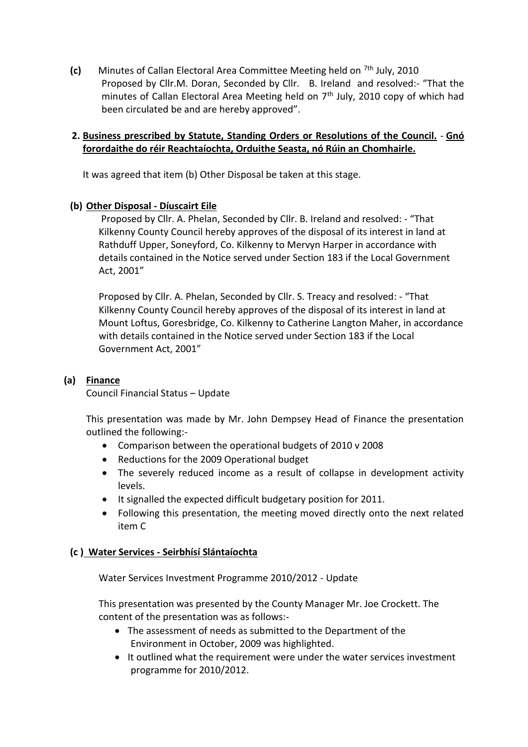**(c)** Minutes of Callan Electoral Area Committee Meeting held on 7th July, 2010
Proposed by Cllr.M. Doran, Seconded by Cllr. B. Ireland and resolved:- "That the minutes of Callan Electoral Area Meeting held on 7th July, 2010 copy of which had been circulated be and are hereby approved".

**2. <u>Business prescribed by Statute, Standing Orders or Resolutions of the Council.</u> - <u>Gnó forordaithe do réir Reachtaíochta, Orduithe Seasta, nó Rúin an Chomhairle.</u>**

It was agreed that item (b) Other Disposal be taken at this stage.

**(b) <u>Other Disposal - Díuscairt Eile</u>**

Proposed by Cllr. A. Phelan, Seconded by Cllr. B. Ireland and resolved: - "That Kilkenny County Council hereby approves of the disposal of its interest in land at Rathduff Upper, Soneyford, Co. Kilkenny to Mervyn Harper in accordance with details contained in the Notice served under Section 183 if the Local Government Act, 2001"

Proposed by Cllr. A. Phelan, Seconded by Cllr. S. Treacy and resolved: - "That Kilkenny County Council hereby approves of the disposal of its interest in land at Mount Loftus, Goresbridge, Co. Kilkenny to Catherine Langton Maher, in accordance with details contained in the Notice served under Section 183 if the Local Government Act, 2001"

**(a) <u>Finance</u>**

Council Financial Status – Update

This presentation was made by Mr. John Dempsey Head of Finance the presentation outlined the following:-

- Comparison between the operational budgets of 2010 v 2008
- Reductions for the 2009 Operational budget
- The severely reduced income as a result of collapse in development activity levels.
- It signalled the expected difficult budgetary position for 2011.
- Following this presentation, the meeting moved directly onto the next related item C

**(c ) <u>Water Services - Seirbhísí Slántaíochta</u>**

Water Services Investment Programme 2010/2012 - Update

This presentation was presented by the County Manager Mr. Joe Crockett. The content of the presentation was as follows:-

- The assessment of needs as submitted to the Department of the Environment in October, 2009 was highlighted.
- It outlined what the requirement were under the water services investment programme for 2010/2012.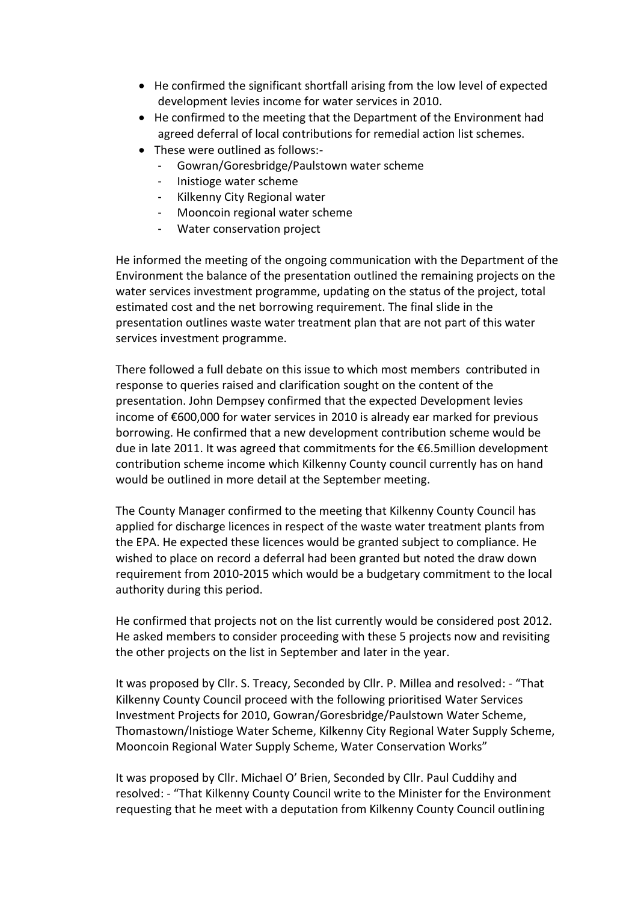- He confirmed the significant shortfall arising from the low level of expected development levies income for water services in 2010.
- He confirmed to the meeting that the Department of the Environment had agreed deferral of local contributions for remedial action list schemes.
- These were outlined as follows:-
    - Gowran/Goresbridge/Paulstown water scheme
    - Inistioge water scheme
    - Kilkenny City Regional water
    - Mooncoin regional water scheme
    - Water conservation project

He informed the meeting of the ongoing communication with the Department of the Environment the balance of the presentation outlined the remaining projects on the water services investment programme, updating on the status of the project, total estimated cost and the net borrowing requirement. The final slide in the presentation outlines waste water treatment plan that are not part of this water services investment programme.

There followed a full debate on this issue to which most members contributed in response to queries raised and clarification sought on the content of the presentation. John Dempsey confirmed that the expected Development levies income of €600,000 for water services in 2010 is already ear marked for previous borrowing. He confirmed that a new development contribution scheme would be due in late 2011. It was agreed that commitments for the €6.5million development contribution scheme income which Kilkenny County council currently has on hand would be outlined in more detail at the September meeting.

The County Manager confirmed to the meeting that Kilkenny County Council has applied for discharge licences in respect of the waste water treatment plants from the EPA. He expected these licences would be granted subject to compliance. He wished to place on record a deferral had been granted but noted the draw down requirement from 2010-2015 which would be a budgetary commitment to the local authority during this period.

He confirmed that projects not on the list currently would be considered post 2012. He asked members to consider proceeding with these 5 projects now and revisiting the other projects on the list in September and later in the year.

It was proposed by Cllr. S. Treacy, Seconded by Cllr. P. Millea and resolved: - "That Kilkenny County Council proceed with the following prioritised Water Services Investment Projects for 2010, Gowran/Goresbridge/Paulstown Water Scheme, Thomastown/Inistioge Water Scheme, Kilkenny City Regional Water Supply Scheme, Mooncoin Regional Water Supply Scheme, Water Conservation Works"

It was proposed by Cllr. Michael O' Brien, Seconded by Cllr. Paul Cuddihy and resolved: - "That Kilkenny County Council write to the Minister for the Environment requesting that he meet with a deputation from Kilkenny County Council outlining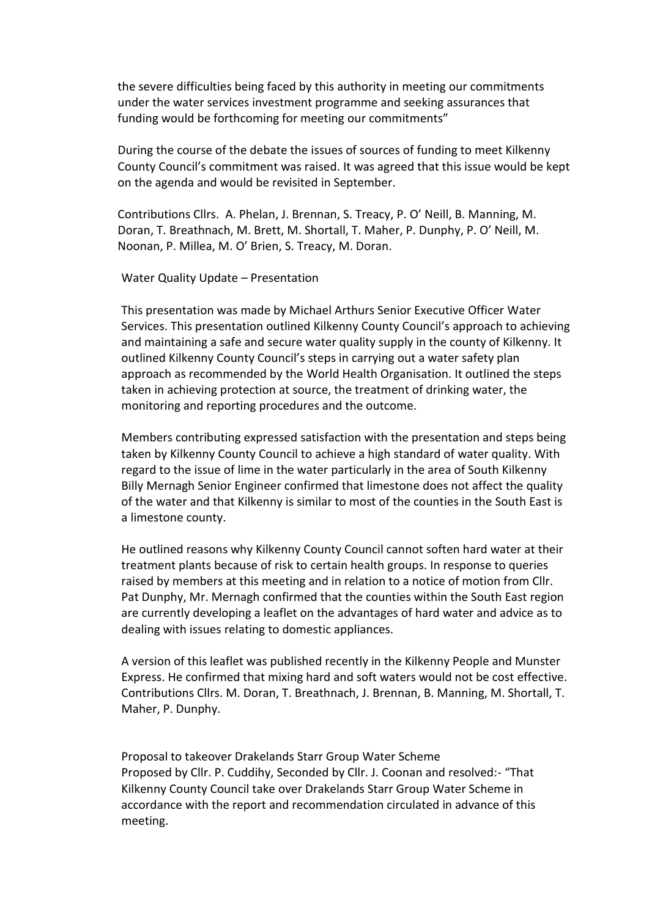the severe difficulties being faced by this authority in meeting our commitments under the water services investment programme and seeking assurances that funding would be forthcoming for meeting our commitments"

During the course of the debate the issues of sources of funding to meet Kilkenny County Council's commitment was raised. It was agreed that this issue would be kept on the agenda and would be revisited in September.

Contributions Cllrs. A. Phelan, J. Brennan, S. Treacy, P. O' Neill, B. Manning, M. Doran, T. Breathnach, M. Brett, M. Shortall, T. Maher, P. Dunphy, P. O' Neill, M. Noonan, P. Millea, M. O' Brien, S. Treacy, M. Doran.

Water Quality Update – Presentation

This presentation was made by Michael Arthurs Senior Executive Officer Water Services. This presentation outlined Kilkenny County Council's approach to achieving and maintaining a safe and secure water quality supply in the county of Kilkenny. It outlined Kilkenny County Council's steps in carrying out a water safety plan approach as recommended by the World Health Organisation. It outlined the steps taken in achieving protection at source, the treatment of drinking water, the monitoring and reporting procedures and the outcome.

Members contributing expressed satisfaction with the presentation and steps being taken by Kilkenny County Council to achieve a high standard of water quality. With regard to the issue of lime in the water particularly in the area of South Kilkenny Billy Mernagh Senior Engineer confirmed that limestone does not affect the quality of the water and that Kilkenny is similar to most of the counties in the South East is a limestone county.

He outlined reasons why Kilkenny County Council cannot soften hard water at their treatment plants because of risk to certain health groups. In response to queries raised by members at this meeting and in relation to a notice of motion from Cllr. Pat Dunphy, Mr. Mernagh confirmed that the counties within the South East region are currently developing a leaflet on the advantages of hard water and advice as to dealing with issues relating to domestic appliances.

A version of this leaflet was published recently in the Kilkenny People and Munster Express. He confirmed that mixing hard and soft waters would not be cost effective. Contributions Cllrs. M. Doran, T. Breathnach, J. Brennan, B. Manning, M. Shortall, T. Maher, P. Dunphy.

Proposal to takeover Drakelands Starr Group Water Scheme
Proposed by Cllr. P. Cuddihy, Seconded by Cllr. J. Coonan and resolved:- "That Kilkenny County Council take over Drakelands Starr Group Water Scheme in accordance with the report and recommendation circulated in advance of this meeting.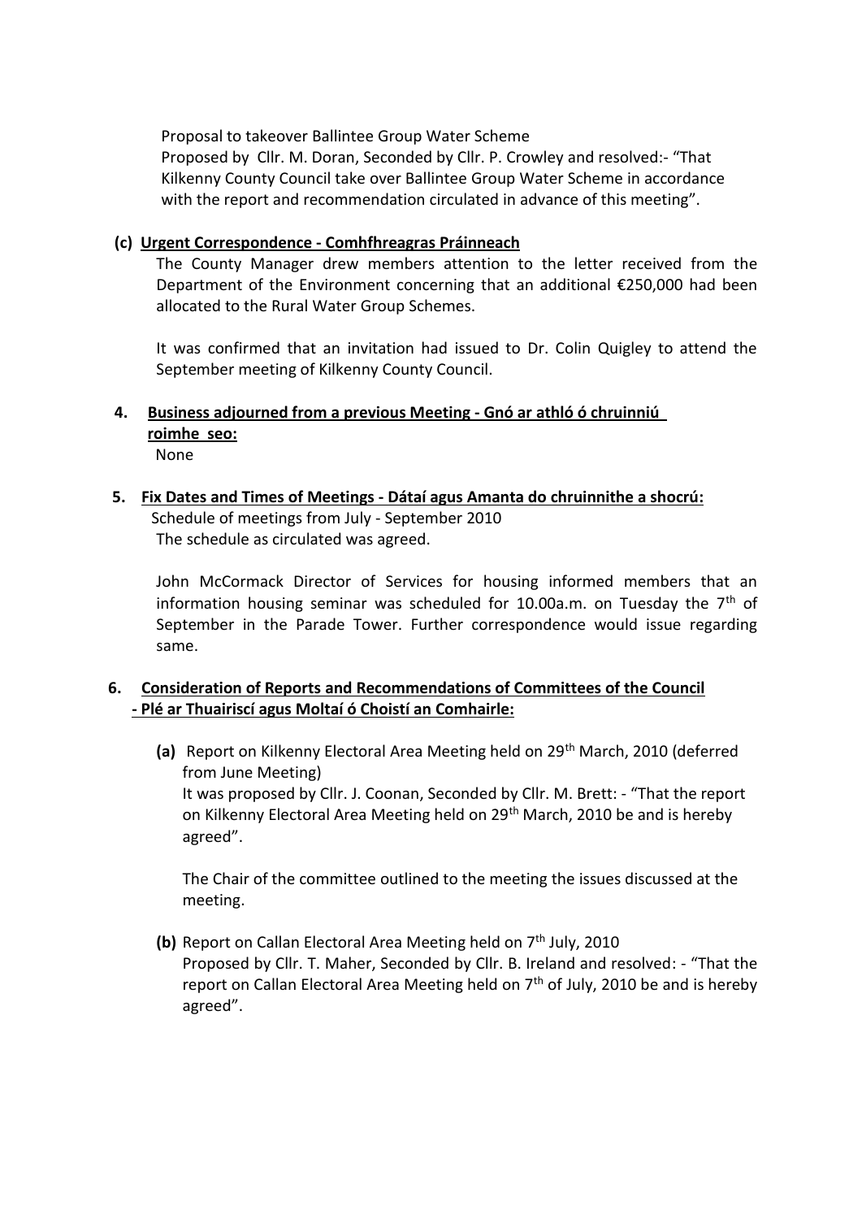Proposal to takeover Ballintee Group Water Scheme
Proposed by Cllr. M. Doran, Seconded by Cllr. P. Crowley and resolved:- "That Kilkenny County Council take over Ballintee Group Water Scheme in accordance with the report and recommendation circulated in advance of this meeting".

**(c) Urgent Correspondence - Comhfhreagras Práinneach**

The County Manager drew members attention to the letter received from the Department of the Environment concerning that an additional €250,000 had been allocated to the Rural Water Group Schemes.

It was confirmed that an invitation had issued to Dr. Colin Quigley to attend the September meeting of Kilkenny County Council.

**4. Business adjourned from a previous Meeting - Gnó ar athló ó chruinniú roimhe seo:**

None

**5. Fix Dates and Times of Meetings - Dátaí agus Amanta do chruinnithe a shocrú:**

Schedule of meetings from July - September 2010
The schedule as circulated was agreed.

John McCormack Director of Services for housing informed members that an information housing seminar was scheduled for 10.00a.m. on Tuesday the 7th of September in the Parade Tower. Further correspondence would issue regarding same.

**6. Consideration of Reports and Recommendations of Committees of the Council - Plé ar Thuairiscí agus Moltaí ó Choistí an Comhairle:**

**(a)** Report on Kilkenny Electoral Area Meeting held on 29th March, 2010 (deferred from June Meeting)
It was proposed by Cllr. J. Coonan, Seconded by Cllr. M. Brett: - "That the report on Kilkenny Electoral Area Meeting held on 29th March, 2010 be and is hereby agreed".

The Chair of the committee outlined to the meeting the issues discussed at the meeting.

**(b)** Report on Callan Electoral Area Meeting held on 7th July, 2010
Proposed by Cllr. T. Maher, Seconded by Cllr. B. Ireland and resolved: - "That the report on Callan Electoral Area Meeting held on 7th of July, 2010 be and is hereby agreed".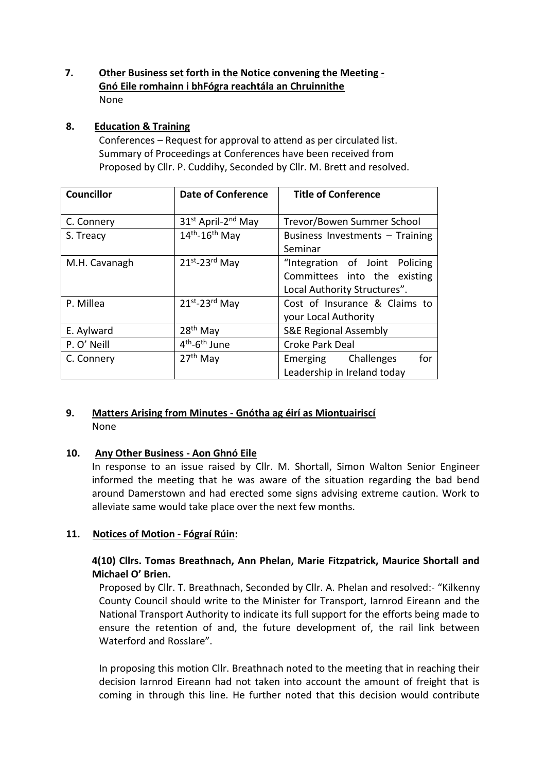**7. Other Business set forth in the Notice convening the Meeting - Gnó Eile romhainn i bhFógra reachtála an Chruinnithe**

None

**8. Education & Training**

Conferences – Request for approval to attend as per circulated list.
Summary of Proceedings at Conferences have been received from
Proposed by Cllr. P. Cuddihy, Seconded by Cllr. M. Brett and resolved.

| Councillor | Date of Conference | Title of Conference |
|---|---|---|
| C. Connery | 31st April-2nd May | Trevor/Bowen Summer School |
| S. Treacy | 14th-16th May | Business Investments – Training Seminar |
| M.H. Cavanagh | 21st-23rd May | "Integration of Joint Policing Committees into the existing Local Authority Structures". |
| P. Millea | 21st-23rd May | Cost of Insurance & Claims to your Local Authority |
| E. Aylward | 28th May | S&E Regional Assembly |
| P. O' Neill | 4th-6th June | Croke Park Deal |
| C. Connery | 27th May | Emerging Challenges for Leadership in Ireland today |

**9. Matters Arising from Minutes - Gnótha ag éirí as Miontuairiscí**

None

**10. Any Other Business - Aon Ghnó Eile**

In response to an issue raised by Cllr. M. Shortall, Simon Walton Senior Engineer informed the meeting that he was aware of the situation regarding the bad bend around Damerstown and had erected some signs advising extreme caution. Work to alleviate same would take place over the next few months.

**11. Notices of Motion - Fógraí Rúin:**

**4(10) Cllrs. Tomas Breathnach, Ann Phelan, Marie Fitzpatrick, Maurice Shortall and Michael O' Brien.**

Proposed by Cllr. T. Breathnach, Seconded by Cllr. A. Phelan and resolved:- "Kilkenny County Council should write to the Minister for Transport, Iarnrod Eireann and the National Transport Authority to indicate its full support for the efforts being made to ensure the retention of and, the future development of, the rail link between Waterford and Rosslare".

In proposing this motion Cllr. Breathnach noted to the meeting that in reaching their decision Iarnrod Eireann had not taken into account the amount of freight that is coming in through this line. He further noted that this decision would contribute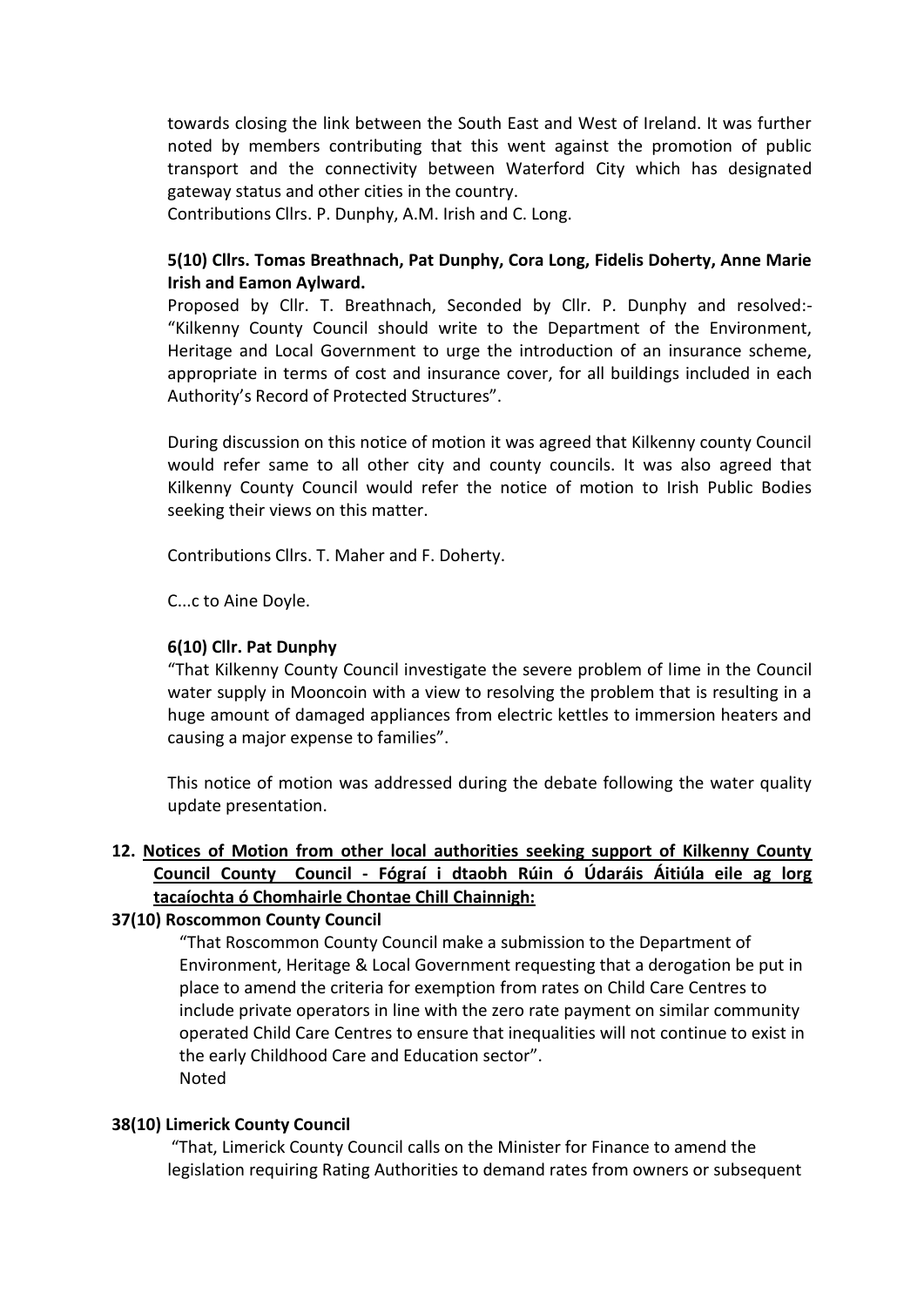towards closing the link between the South East and West of Ireland. It was further noted by members contributing that this went against the promotion of public transport and the connectivity between Waterford City which has designated gateway status and other cities in the country.
Contributions Cllrs. P. Dunphy, A.M. Irish and C. Long.

**5(10) Cllrs. Tomas Breathnach, Pat Dunphy, Cora Long, Fidelis Doherty, Anne Marie Irish and Eamon Aylward.**

Proposed by Cllr. T. Breathnach, Seconded by Cllr. P. Dunphy and resolved:- "Kilkenny County Council should write to the Department of the Environment, Heritage and Local Government to urge the introduction of an insurance scheme, appropriate in terms of cost and insurance cover, for all buildings included in each Authority's Record of Protected Structures".

During discussion on this notice of motion it was agreed that Kilkenny county Council would refer same to all other city and county councils. It was also agreed that Kilkenny County Council would refer the notice of motion to Irish Public Bodies seeking their views on this matter.

Contributions Cllrs. T. Maher and F. Doherty.

C...c to Aine Doyle.

**6(10) Cllr. Pat Dunphy**

"That Kilkenny County Council investigate the severe problem of lime in the Council water supply in Mooncoin with a view to resolving the problem that is resulting in a huge amount of damaged appliances from electric kettles to immersion heaters and causing a major expense to families".

This notice of motion was addressed during the debate following the water quality update presentation.

**12. <u>Notices of Motion from other local authorities seeking support of Kilkenny County Council County Council - Fógraí i dtaobh Rúin ó Údaráis Áitiúla eile ag lorg tacaíochta ó Chomhairle Chontae Chill Chainnigh:</u>**

**37(10) Roscommon County Council**

"That Roscommon County Council make a submission to the Department of Environment, Heritage & Local Government requesting that a derogation be put in place to amend the criteria for exemption from rates on Child Care Centres to include private operators in line with the zero rate payment on similar community operated Child Care Centres to ensure that inequalities will not continue to exist in the early Childhood Care and Education sector".
Noted

**38(10) Limerick County Council**

"That, Limerick County Council calls on the Minister for Finance to amend the legislation requiring Rating Authorities to demand rates from owners or subsequent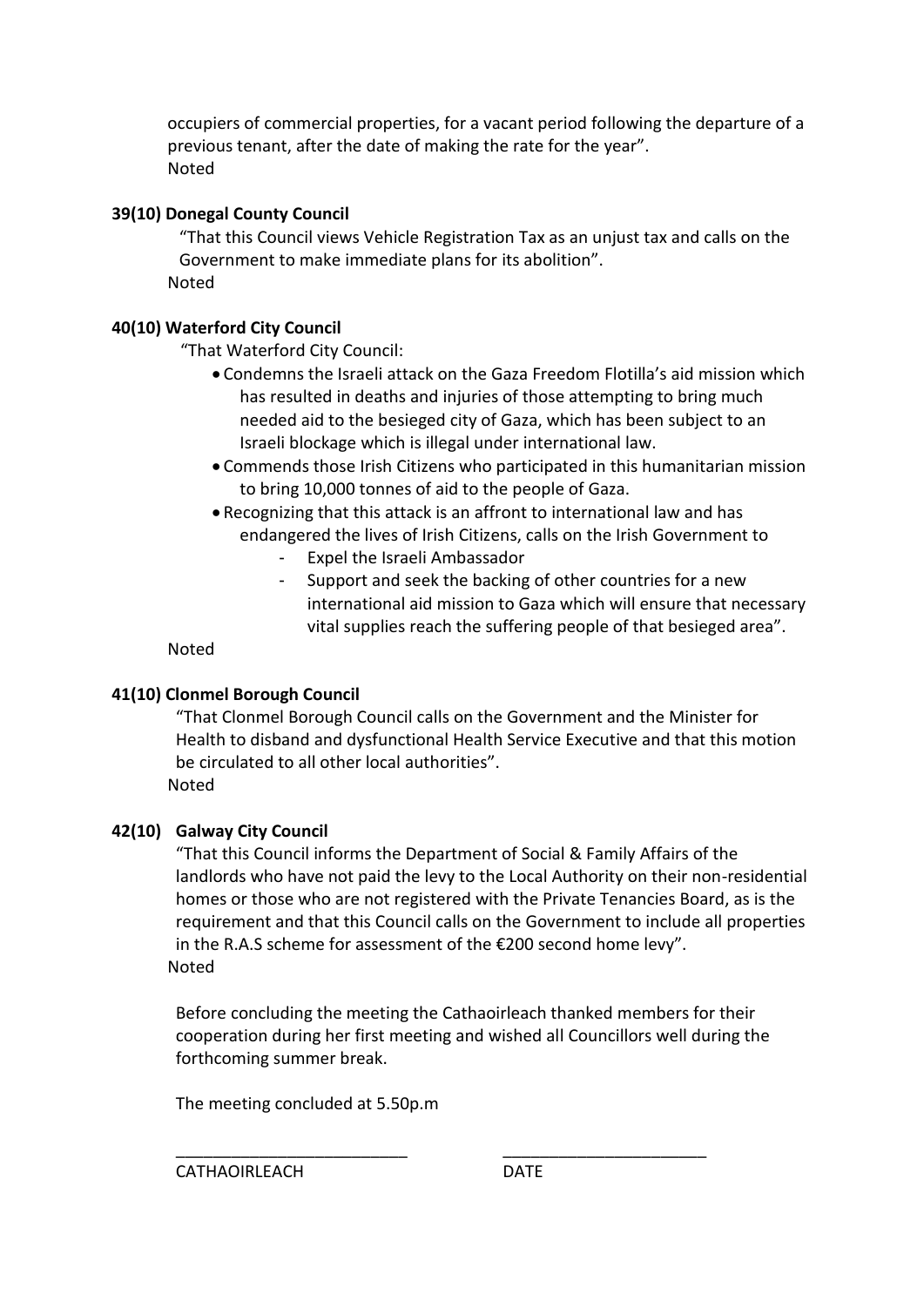occupiers of commercial properties, for a vacant period following the departure of a previous tenant, after the date of making the rate for the year".
Noted

**39(10) Donegal County Council**

"That this Council views Vehicle Registration Tax as an unjust tax and calls on the Government to make immediate plans for its abolition".
Noted

**40(10) Waterford City Council**

"That Waterford City Council:

- Condemns the Israeli attack on the Gaza Freedom Flotilla's aid mission which has resulted in deaths and injuries of those attempting to bring much needed aid to the besieged city of Gaza, which has been subject to an Israeli blockage which is illegal under international law.
- Commends those Irish Citizens who participated in this humanitarian mission to bring 10,000 tonnes of aid to the people of Gaza.
- Recognizing that this attack is an affront to international law and has endangered the lives of Irish Citizens, calls on the Irish Government to
    - Expel the Israeli Ambassador
    - Support and seek the backing of other countries for a new international aid mission to Gaza which will ensure that necessary vital supplies reach the suffering people of that besieged area".

Noted

**41(10) Clonmel Borough Council**

"That Clonmel Borough Council calls on the Government and the Minister for Health to disband and dysfunctional Health Service Executive and that this motion be circulated to all other local authorities".
Noted

**42(10) Galway City Council**

"That this Council informs the Department of Social & Family Affairs of the landlords who have not paid the levy to the Local Authority on their non-residential homes or those who are not registered with the Private Tenancies Board, as is the requirement and that this Council calls on the Government to include all properties in the R.A.S scheme for assessment of the €200 second home levy".
Noted

Before concluding the meeting the Cathaoirleach thanked members for their cooperation during her first meeting and wished all Councillors well during the forthcoming summer break.

The meeting concluded at 5.50p.m

\_\_\_\_\_\_\_\_\_\_\_\_\_\_\_\_\_\_\_\_\_\_\_\_\_\_ \_\_\_\_\_\_\_\_\_\_\_\_\_\_\_\_\_\_\_\_\_\_\_

CATHAOIRLEACH DATE